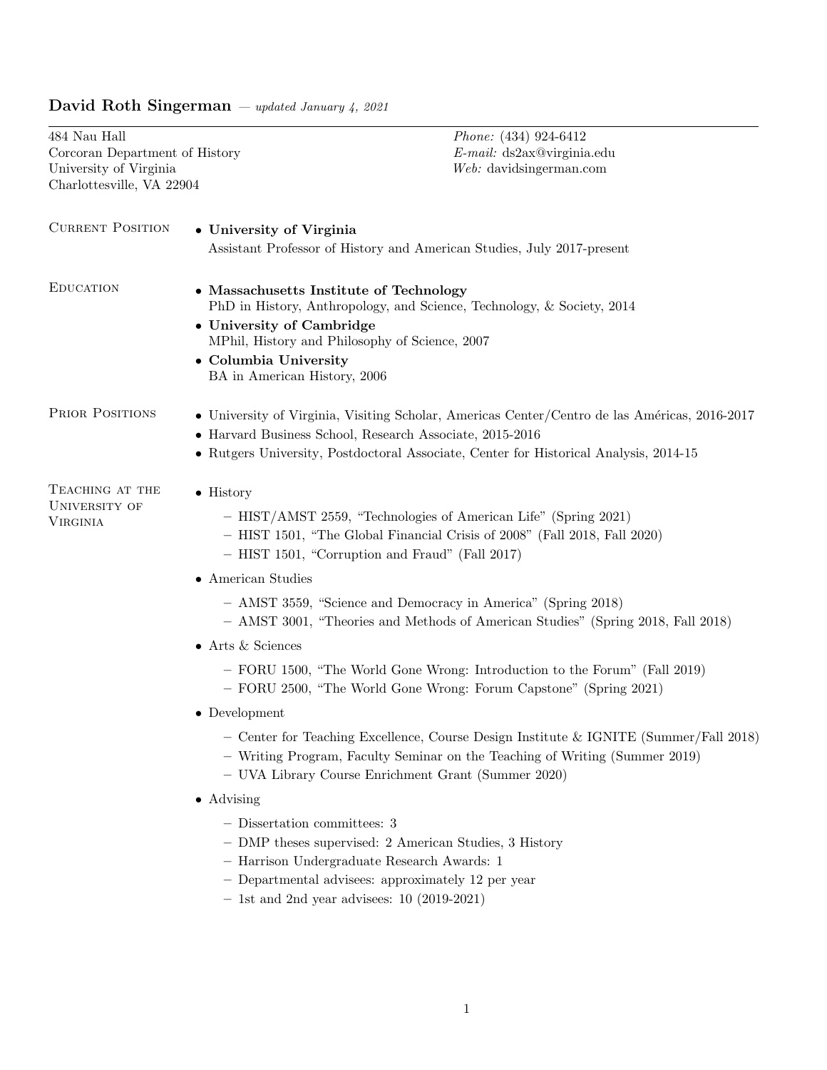# David Roth Singerman — *updated January 4, 2021*

484 Nau Hall
Corcoran Department of History
University of Virginia
Charlottesville, VA 22904

*Phone:* (434) 924-6412
*E-mail:* ds2ax@virginia.edu
*Web:* davidsingerman.com

## Current Position

- **University of Virginia**
  Assistant Professor of History and American Studies, July 2017-present

## Education

- **Massachusetts Institute of Technology**
  PhD in History, Anthropology, and Science, Technology, & Society, 2014
- **University of Cambridge**
  MPhil, History and Philosophy of Science, 2007
- **Columbia University**
  BA in American History, 2006

## Prior Positions

- University of Virginia, Visiting Scholar, Americas Center/Centro de las Américas, 2016-2017
- Harvard Business School, Research Associate, 2015-2016
- Rutgers University, Postdoctoral Associate, Center for Historical Analysis, 2014-15

## Teaching at the University of Virginia

- History
  - HIST/AMST 2559, "Technologies of American Life" (Spring 2021)
  - HIST 1501, "The Global Financial Crisis of 2008" (Fall 2018, Fall 2020)
  - HIST 1501, "Corruption and Fraud" (Fall 2017)
- American Studies
  - AMST 3559, "Science and Democracy in America" (Spring 2018)
  - AMST 3001, "Theories and Methods of American Studies" (Spring 2018, Fall 2018)
- Arts & Sciences
  - FORU 1500, "The World Gone Wrong: Introduction to the Forum" (Fall 2019)
  - FORU 2500, "The World Gone Wrong: Forum Capstone" (Spring 2021)
- Development
  - Center for Teaching Excellence, Course Design Institute & IGNITE (Summer/Fall 2018)
  - Writing Program, Faculty Seminar on the Teaching of Writing (Summer 2019)
  - UVA Library Course Enrichment Grant (Summer 2020)
- Advising
  - Dissertation committees: 3
  - DMP theses supervised: 2 American Studies, 3 History
  - Harrison Undergraduate Research Awards: 1
  - Departmental advisees: approximately 12 per year
  - 1st and 2nd year advisees: 10 (2019-2021)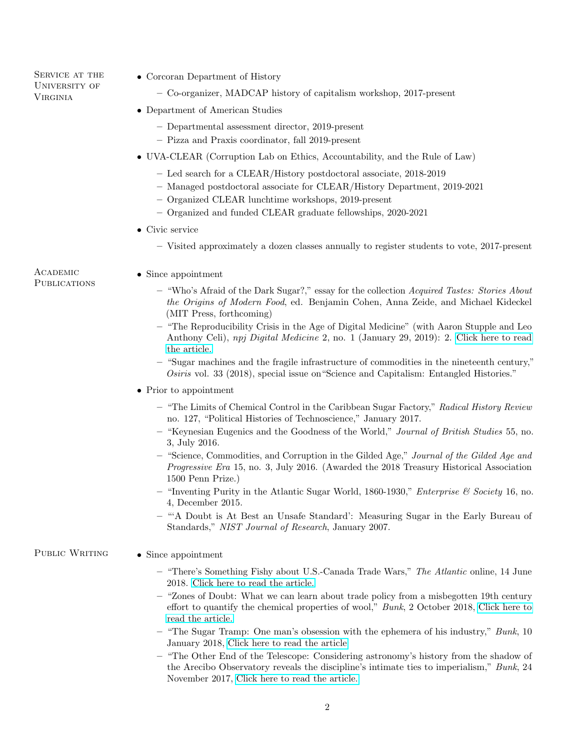## Service at the University of Virginia

- Corcoran Department of History
  - Co-organizer, MADCAP history of capitalism workshop, 2017-present
- Department of American Studies
  - Departmental assessment director, 2019-present
  - Pizza and Praxis coordinator, fall 2019-present
- UVA-CLEAR (Corruption Lab on Ethics, Accountability, and the Rule of Law)
  - Led search for a CLEAR/History postdoctoral associate, 2018-2019
  - Managed postdoctoral associate for CLEAR/History Department, 2019-2021
  - Organized CLEAR lunchtime workshops, 2019-present
  - Organized and funded CLEAR graduate fellowships, 2020-2021
- Civic service
  - Visited approximately a dozen classes annually to register students to vote, 2017-present

## Academic Publications

- Since appointment
  - "Who's Afraid of the Dark Sugar?," essay for the collection *Acquired Tastes: Stories About the Origins of Modern Food*, ed. Benjamin Cohen, Anna Zeide, and Michael Kideckel (MIT Press, forthcoming)
  - "The Reproducibility Crisis in the Age of Digital Medicine" (with Aaron Stupple and Leo Anthony Celi), *npj Digital Medicine* 2, no. 1 (January 29, 2019): 2. Click here to read the article.
  - "Sugar machines and the fragile infrastructure of commodities in the nineteenth century," *Osiris* vol. 33 (2018), special issue on"Science and Capitalism: Entangled Histories."
- Prior to appointment
  - "The Limits of Chemical Control in the Caribbean Sugar Factory," *Radical History Review* no. 127, "Political Histories of Technoscience," January 2017.
  - "Keynesian Eugenics and the Goodness of the World," *Journal of British Studies* 55, no. 3, July 2016.
  - "Science, Commodities, and Corruption in the Gilded Age," *Journal of the Gilded Age and Progressive Era* 15, no. 3, July 2016. (Awarded the 2018 Treasury Historical Association 1500 Penn Prize.)
  - "Inventing Purity in the Atlantic Sugar World, 1860-1930," *Enterprise & Society* 16, no. 4, December 2015.
  - "'A Doubt is At Best an Unsafe Standard': Measuring Sugar in the Early Bureau of Standards," *NIST Journal of Research*, January 2007.

## Public Writing

- Since appointment
  - "There's Something Fishy about U.S.-Canada Trade Wars," *The Atlantic* online, 14 June 2018. Click here to read the article.
  - "Zones of Doubt: What we can learn about trade policy from a misbegotten 19th century effort to quantify the chemical properties of wool," *Bunk*, 2 October 2018, Click here to read the article.
  - "The Sugar Tramp: One man's obsession with the ephemera of his industry," *Bunk*, 10 January 2018, Click here to read the article
  - "The Other End of the Telescope: Considering astronomy's history from the shadow of the Arecibo Observatory reveals the discipline's intimate ties to imperialism," *Bunk*, 24 November 2017, Click here to read the article.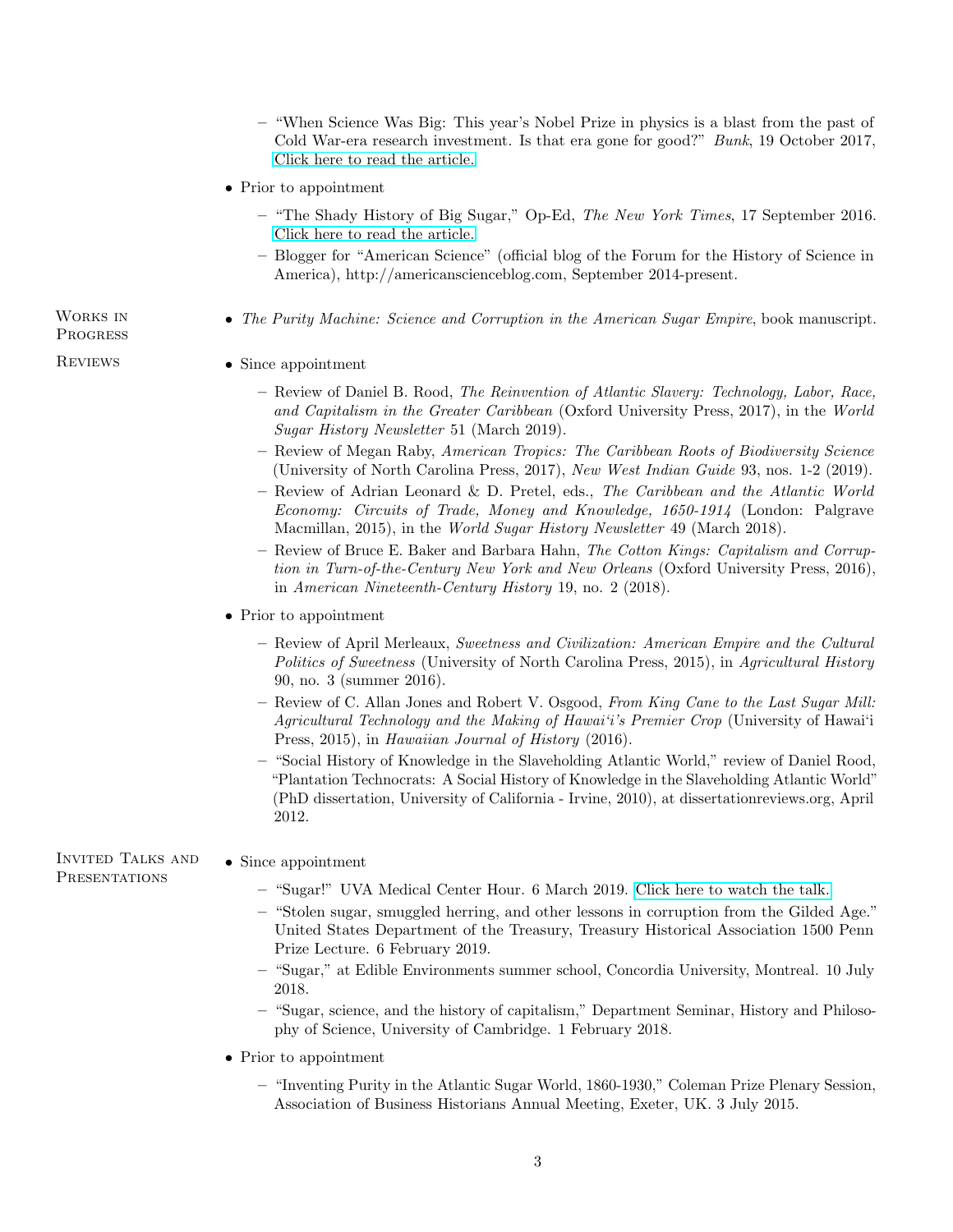- "When Science Was Big: This year's Nobel Prize in physics is a blast from the past of Cold War-era research investment. Is that era gone for good?" *Bunk*, 19 October 2017, Click here to read the article.

- Prior to appointment
  - "The Shady History of Big Sugar," Op-Ed, *The New York Times*, 17 September 2016. Click here to read the article.
  - Blogger for "American Science" (official blog of the Forum for the History of Science in America), http://americanscienceblog.com, September 2014-present.

## Works in Progress

- *The Purity Machine: Science and Corruption in the American Sugar Empire*, book manuscript.

## Reviews

- Since appointment
  - Review of Daniel B. Rood, *The Reinvention of Atlantic Slavery: Technology, Labor, Race, and Capitalism in the Greater Caribbean* (Oxford University Press, 2017), in the *World Sugar History Newsletter* 51 (March 2019).
  - Review of Megan Raby, *American Tropics: The Caribbean Roots of Biodiversity Science* (University of North Carolina Press, 2017), *New West Indian Guide* 93, nos. 1-2 (2019).
  - Review of Adrian Leonard & D. Pretel, eds., *The Caribbean and the Atlantic World Economy: Circuits of Trade, Money and Knowledge, 1650-1914* (London: Palgrave Macmillan, 2015), in the *World Sugar History Newsletter* 49 (March 2018).
  - Review of Bruce E. Baker and Barbara Hahn, *The Cotton Kings: Capitalism and Corruption in Turn-of-the-Century New York and New Orleans* (Oxford University Press, 2016), in *American Nineteenth-Century History* 19, no. 2 (2018).
- Prior to appointment
  - Review of April Merleaux, *Sweetness and Civilization: American Empire and the Cultural Politics of Sweetness* (University of North Carolina Press, 2015), in *Agricultural History* 90, no. 3 (summer 2016).
  - Review of C. Allan Jones and Robert V. Osgood, *From King Cane to the Last Sugar Mill: Agricultural Technology and the Making of Hawai'i's Premier Crop* (University of Hawai'i Press, 2015), in *Hawaiian Journal of History* (2016).
  - "Social History of Knowledge in the Slaveholding Atlantic World," review of Daniel Rood, "Plantation Technocrats: A Social History of Knowledge in the Slaveholding Atlantic World" (PhD dissertation, University of California - Irvine, 2010), at dissertationreviews.org, April 2012.

## Invited Talks and Presentations

- Since appointment
  - "Sugar!" UVA Medical Center Hour. 6 March 2019. Click here to watch the talk.
  - "Stolen sugar, smuggled herring, and other lessons in corruption from the Gilded Age." United States Department of the Treasury, Treasury Historical Association 1500 Penn Prize Lecture. 6 February 2019.
  - "Sugar," at Edible Environments summer school, Concordia University, Montreal. 10 July 2018.
  - "Sugar, science, and the history of capitalism," Department Seminar, History and Philosophy of Science, University of Cambridge. 1 February 2018.
- Prior to appointment
  - "Inventing Purity in the Atlantic Sugar World, 1860-1930," Coleman Prize Plenary Session, Association of Business Historians Annual Meeting, Exeter, UK. 3 July 2015.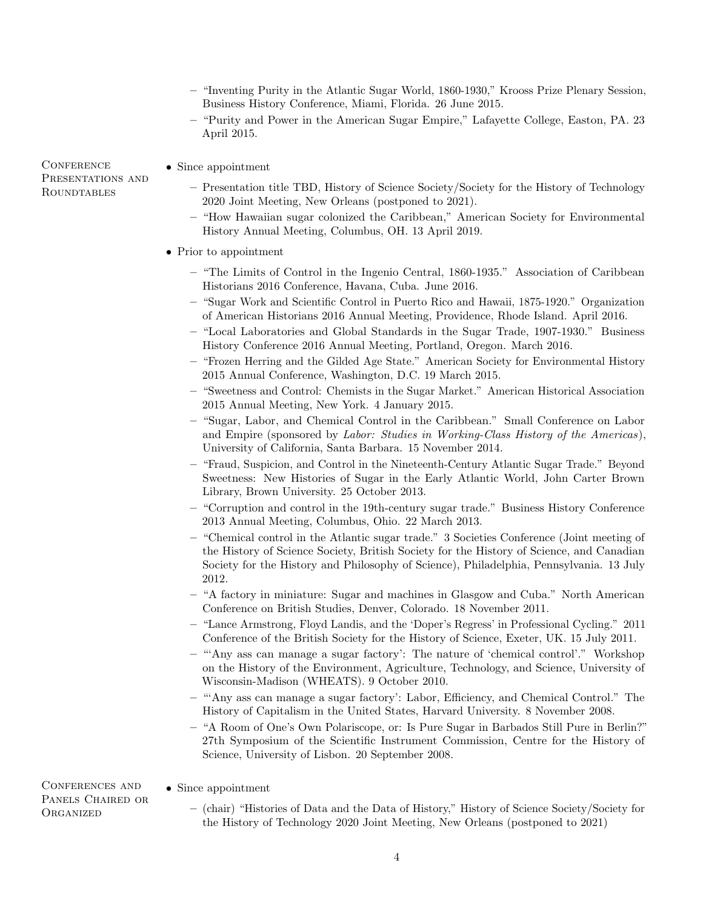- "Inventing Purity in the Atlantic Sugar World, 1860-1930," Krooss Prize Plenary Session, Business History Conference, Miami, Florida. 26 June 2015.
- "Purity and Power in the American Sugar Empire," Lafayette College, Easton, PA. 23 April 2015.

## Conference Presentations and Roundtables

- Since appointment
  - Presentation title TBD, History of Science Society/Society for the History of Technology 2020 Joint Meeting, New Orleans (postponed to 2021).
  - "How Hawaiian sugar colonized the Caribbean," American Society for Environmental History Annual Meeting, Columbus, OH. 13 April 2019.
- Prior to appointment
  - "The Limits of Control in the Ingenio Central, 1860-1935." Association of Caribbean Historians 2016 Conference, Havana, Cuba. June 2016.
  - "Sugar Work and Scientific Control in Puerto Rico and Hawaii, 1875-1920." Organization of American Historians 2016 Annual Meeting, Providence, Rhode Island. April 2016.
  - "Local Laboratories and Global Standards in the Sugar Trade, 1907-1930." Business History Conference 2016 Annual Meeting, Portland, Oregon. March 2016.
  - "Frozen Herring and the Gilded Age State." American Society for Environmental History 2015 Annual Conference, Washington, D.C. 19 March 2015.
  - "Sweetness and Control: Chemists in the Sugar Market." American Historical Association 2015 Annual Meeting, New York. 4 January 2015.
  - "Sugar, Labor, and Chemical Control in the Caribbean." Small Conference on Labor and Empire (sponsored by *Labor: Studies in Working-Class History of the Americas*), University of California, Santa Barbara. 15 November 2014.
  - "Fraud, Suspicion, and Control in the Nineteenth-Century Atlantic Sugar Trade." Beyond Sweetness: New Histories of Sugar in the Early Atlantic World, John Carter Brown Library, Brown University. 25 October 2013.
  - "Corruption and control in the 19th-century sugar trade." Business History Conference 2013 Annual Meeting, Columbus, Ohio. 22 March 2013.
  - "Chemical control in the Atlantic sugar trade." 3 Societies Conference (Joint meeting of the History of Science Society, British Society for the History of Science, and Canadian Society for the History and Philosophy of Science), Philadelphia, Pennsylvania. 13 July 2012.
  - "A factory in miniature: Sugar and machines in Glasgow and Cuba." North American Conference on British Studies, Denver, Colorado. 18 November 2011.
  - "Lance Armstrong, Floyd Landis, and the 'Doper's Regress' in Professional Cycling." 2011 Conference of the British Society for the History of Science, Exeter, UK. 15 July 2011.
  - "'Any ass can manage a sugar factory': The nature of 'chemical control'." Workshop on the History of the Environment, Agriculture, Technology, and Science, University of Wisconsin-Madison (WHEATS). 9 October 2010.
  - "'Any ass can manage a sugar factory': Labor, Efficiency, and Chemical Control." The History of Capitalism in the United States, Harvard University. 8 November 2008.
  - "A Room of One's Own Polariscope, or: Is Pure Sugar in Barbados Still Pure in Berlin?" 27th Symposium of the Scientific Instrument Commission, Centre for the History of Science, University of Lisbon. 20 September 2008.

## Conferences and Panels Chaired or Organized

- Since appointment
  - (chair) "Histories of Data and the Data of History," History of Science Society/Society for the History of Technology 2020 Joint Meeting, New Orleans (postponed to 2021)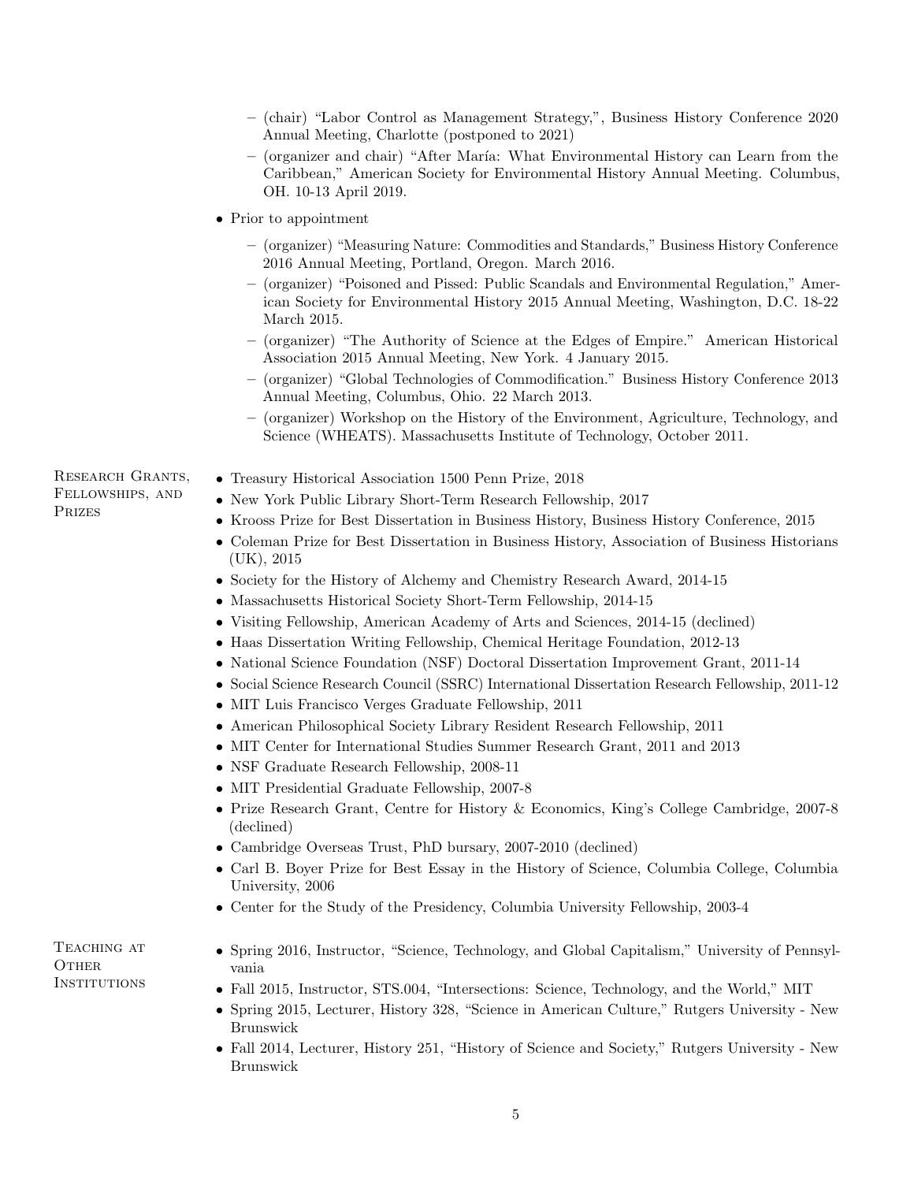- (chair) "Labor Control as Management Strategy,", Business History Conference 2020 Annual Meeting, Charlotte (postponed to 2021)
- (organizer and chair) "After María: What Environmental History can Learn from the Caribbean," American Society for Environmental History Annual Meeting. Columbus, OH. 10-13 April 2019.

- Prior to appointment
  - (organizer) "Measuring Nature: Commodities and Standards," Business History Conference 2016 Annual Meeting, Portland, Oregon. March 2016.
  - (organizer) "Poisoned and Pissed: Public Scandals and Environmental Regulation," American Society for Environmental History 2015 Annual Meeting, Washington, D.C. 18-22 March 2015.
  - (organizer) "The Authority of Science at the Edges of Empire." American Historical Association 2015 Annual Meeting, New York. 4 January 2015.
  - (organizer) "Global Technologies of Commodification." Business History Conference 2013 Annual Meeting, Columbus, Ohio. 22 March 2013.
  - (organizer) Workshop on the History of the Environment, Agriculture, Technology, and Science (WHEATS). Massachusetts Institute of Technology, October 2011.

## Research Grants, Fellowships, and Prizes

- Treasury Historical Association 1500 Penn Prize, 2018
- New York Public Library Short-Term Research Fellowship, 2017
- Krooss Prize for Best Dissertation in Business History, Business History Conference, 2015
- Coleman Prize for Best Dissertation in Business History, Association of Business Historians (UK), 2015
- Society for the History of Alchemy and Chemistry Research Award, 2014-15
- Massachusetts Historical Society Short-Term Fellowship, 2014-15
- Visiting Fellowship, American Academy of Arts and Sciences, 2014-15 (declined)
- Haas Dissertation Writing Fellowship, Chemical Heritage Foundation, 2012-13
- National Science Foundation (NSF) Doctoral Dissertation Improvement Grant, 2011-14
- Social Science Research Council (SSRC) International Dissertation Research Fellowship, 2011-12
- MIT Luis Francisco Verges Graduate Fellowship, 2011
- American Philosophical Society Library Resident Research Fellowship, 2011
- MIT Center for International Studies Summer Research Grant, 2011 and 2013
- NSF Graduate Research Fellowship, 2008-11
- MIT Presidential Graduate Fellowship, 2007-8
- Prize Research Grant, Centre for History & Economics, King's College Cambridge, 2007-8 (declined)
- Cambridge Overseas Trust, PhD bursary, 2007-2010 (declined)
- Carl B. Boyer Prize for Best Essay in the History of Science, Columbia College, Columbia University, 2006
- Center for the Study of the Presidency, Columbia University Fellowship, 2003-4

## Teaching at Other Institutions

- Spring 2016, Instructor, "Science, Technology, and Global Capitalism," University of Pennsylvania
- Fall 2015, Instructor, STS.004, "Intersections: Science, Technology, and the World," MIT
- Spring 2015, Lecturer, History 328, "Science in American Culture," Rutgers University - New Brunswick
- Fall 2014, Lecturer, History 251, "History of Science and Society," Rutgers University - New Brunswick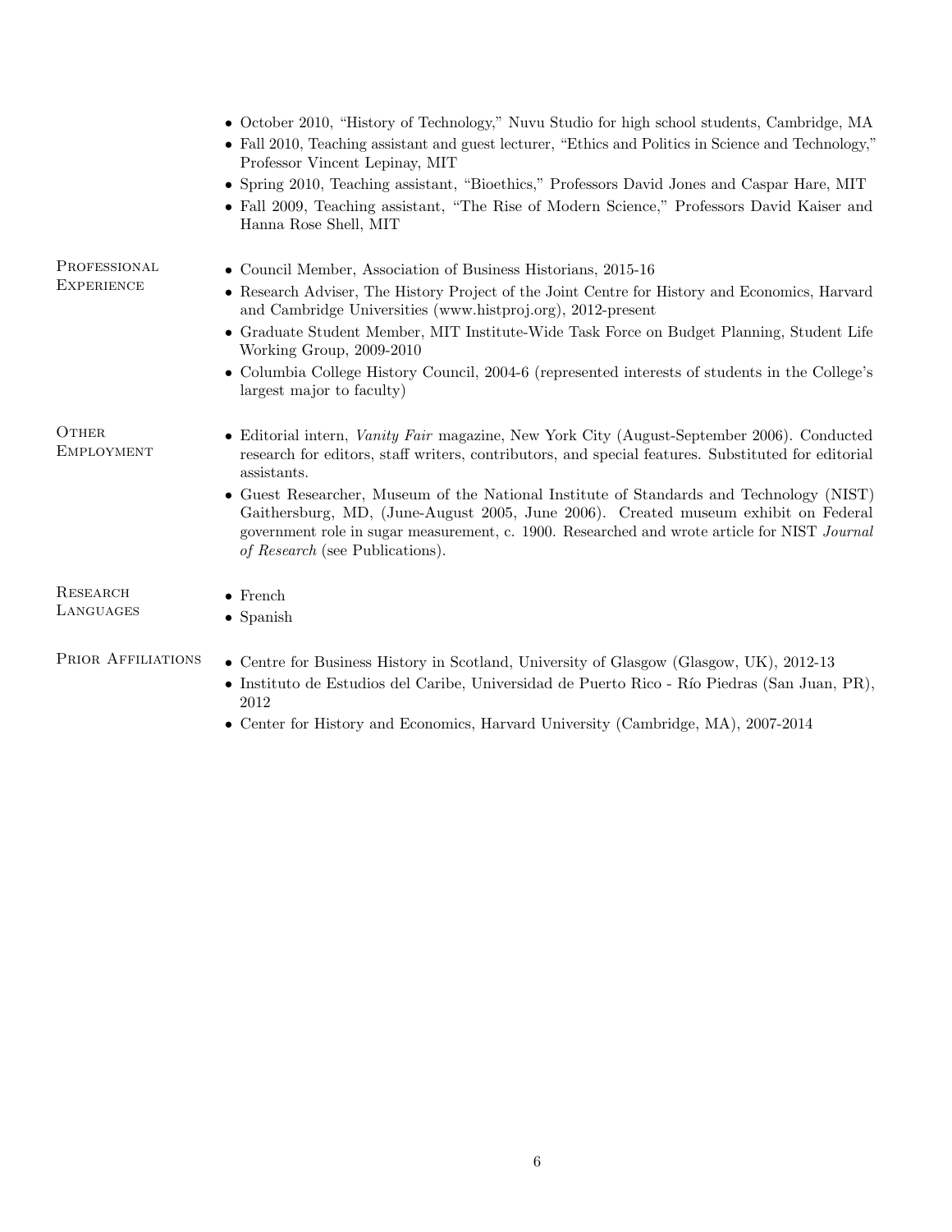- October 2010, "History of Technology," Nuvu Studio for high school students, Cambridge, MA
- Fall 2010, Teaching assistant and guest lecturer, "Ethics and Politics in Science and Technology," Professor Vincent Lepinay, MIT
- Spring 2010, Teaching assistant, "Bioethics," Professors David Jones and Caspar Hare, MIT
- Fall 2009, Teaching assistant, "The Rise of Modern Science," Professors David Kaiser and Hanna Rose Shell, MIT

## Professional Experience

- Council Member, Association of Business Historians, 2015-16
- Research Adviser, The History Project of the Joint Centre for History and Economics, Harvard and Cambridge Universities (www.histproj.org), 2012-present
- Graduate Student Member, MIT Institute-Wide Task Force on Budget Planning, Student Life Working Group, 2009-2010
- Columbia College History Council, 2004-6 (represented interests of students in the College's largest major to faculty)

## Other Employment

- Editorial intern, *Vanity Fair* magazine, New York City (August-September 2006). Conducted research for editors, staff writers, contributors, and special features. Substituted for editorial assistants.
- Guest Researcher, Museum of the National Institute of Standards and Technology (NIST) Gaithersburg, MD, (June-August 2005, June 2006). Created museum exhibit on Federal government role in sugar measurement, c. 1900. Researched and wrote article for NIST *Journal of Research* (see Publications).

## Research Languages

- French
- Spanish

## Prior Affiliations

- Centre for Business History in Scotland, University of Glasgow (Glasgow, UK), 2012-13
- Instituto de Estudios del Caribe, Universidad de Puerto Rico - Río Piedras (San Juan, PR), 2012
- Center for History and Economics, Harvard University (Cambridge, MA), 2007-2014